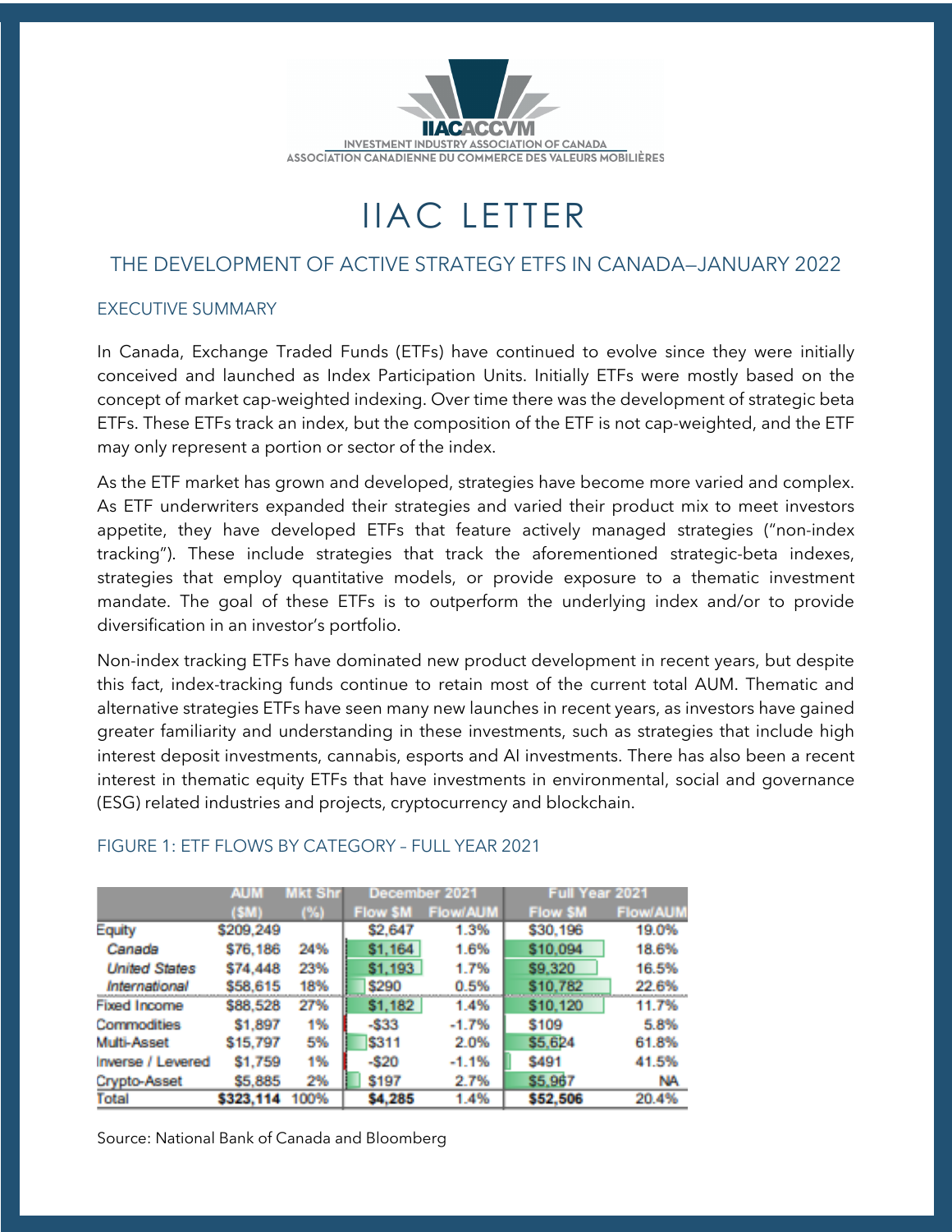INVESTMENT INDUSTRY ASSOCIATION OF CANADA
ASSOCIATION CANADIENNE DU COMMERCE DES VALEURS MOBILIÈRES

# IIAC LETTER

## THE DEVELOPMENT OF ACTIVE STRATEGY ETFS IN CANADA—JANUARY 2022

### EXECUTIVE SUMMARY

In Canada, Exchange Traded Funds (ETFs) have continued to evolve since they were initially conceived and launched as Index Participation Units. Initially ETFs were mostly based on the concept of market cap-weighted indexing. Over time there was the development of strategic beta ETFs. These ETFs track an index, but the composition of the ETF is not cap-weighted, and the ETF may only represent a portion or sector of the index.

As the ETF market has grown and developed, strategies have become more varied and complex. As ETF underwriters expanded their strategies and varied their product mix to meet investors appetite, they have developed ETFs that feature actively managed strategies ("non-index tracking"). These include strategies that track the aforementioned strategic-beta indexes, strategies that employ quantitative models, or provide exposure to a thematic investment mandate. The goal of these ETFs is to outperform the underlying index and/or to provide diversification in an investor's portfolio.

Non-index tracking ETFs have dominated new product development in recent years, but despite this fact, index-tracking funds continue to retain most of the current total AUM. Thematic and alternative strategies ETFs have seen many new launches in recent years, as investors have gained greater familiarity and understanding in these investments, such as strategies that include high interest deposit investments, cannabis, esports and AI investments. There has also been a recent interest in thematic equity ETFs that have investments in environmental, social and governance (ESG) related industries and projects, cryptocurrency and blockchain.

### FIGURE 1: ETF FLOWS BY CATEGORY – FULL YEAR 2021

| | AUM ($M) | Mkt Shr (%) | December 2021 | | Full Year 2021 | |
|---|---|---|---|---|---|---|
| | | | Flow $M | Flow/AUM | Flow $M | Flow/AUM |
| Equity | $209,249 | | $2,647 | 1.3% | $30,196 | 19.0% |
| *Canada* | $76,186 | 24% | $1,164 | 1.6% | $10,094 | 18.6% |
| *United States* | $74,448 | 23% | $1,193 | 1.7% | $9,320 | 16.5% |
| *International* | $58,615 | 18% | $290 | 0.5% | $10,782 | 22.6% |
| Fixed Income | $88,528 | 27% | $1,182 | 1.4% | $10,120 | 11.7% |
| Commodities | $1,897 | 1% | -$33 | -1.7% | $109 | 5.8% |
| Multi-Asset | $15,797 | 5% | $311 | 2.0% | $5,624 | 61.8% |
| Inverse / Levered | $1,759 | 1% | -$20 | -1.1% | $491 | 41.5% |
| Crypto-Asset | $5,885 | 2% | $197 | 2.7% | $5,967 | NA |
| Total | **$323,114** | 100% | **$4,285** | 1.4% | **$52,506** | 20.4% |

Source: National Bank of Canada and Bloomberg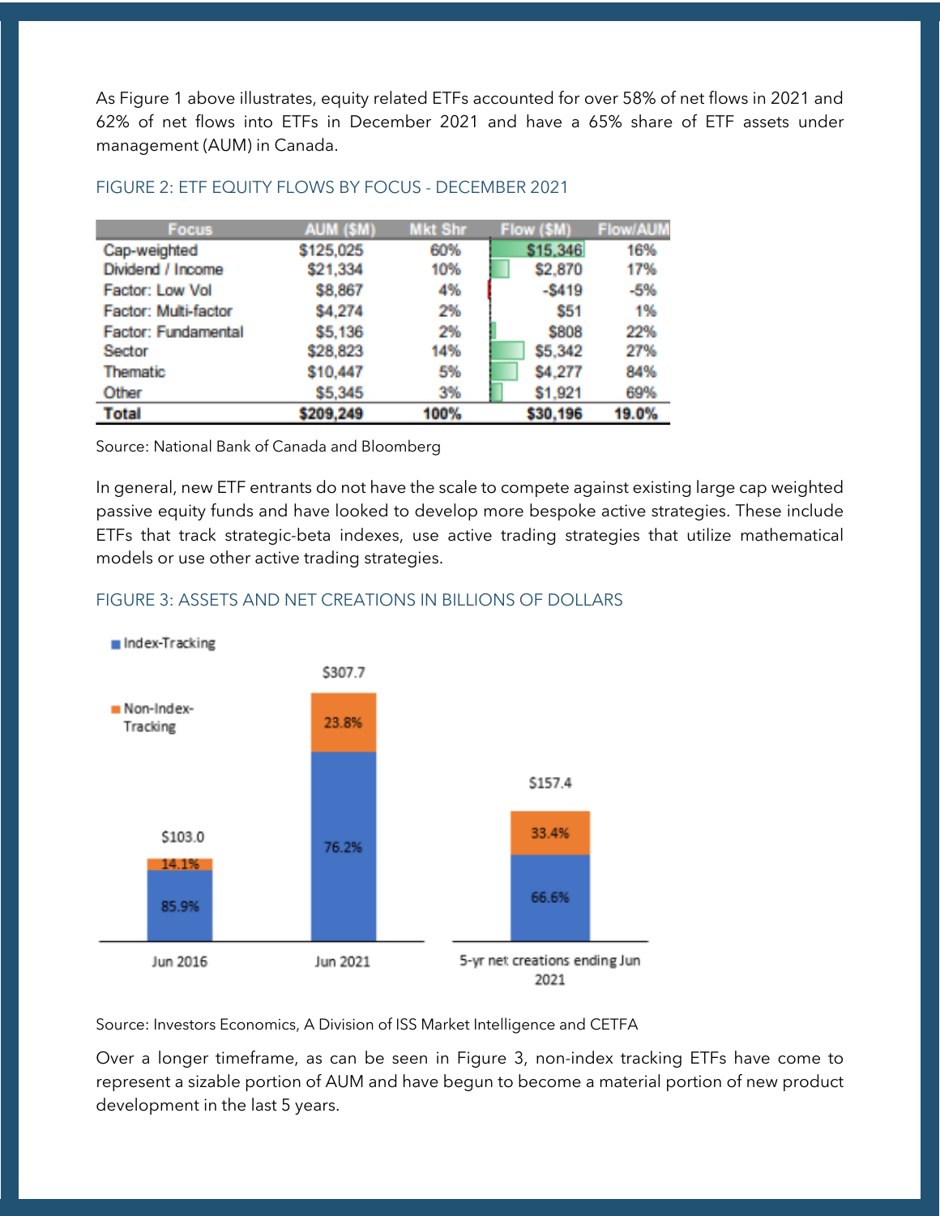As Figure 1 above illustrates, equity related ETFs accounted for over 58% of net flows in 2021 and 62% of net flows into ETFs in December 2021 and have a 65% share of ETF assets under management (AUM) in Canada.

### FIGURE 2: ETF EQUITY FLOWS BY FOCUS - DECEMBER 2021

| Focus | AUM ($M) | Mkt Shr | Flow ($M) | Flow/AUM |
|---|---|---|---|---|
| Cap-weighted | $125,025 | 60% | $15,346 | 16% |
| Dividend / Income | $21,334 | 10% | $2,870 | 17% |
| Factor: Low Vol | $8,867 | 4% | -$419 | -5% |
| Factor: Multi-factor | $4,274 | 2% | $51 | 1% |
| Factor: Fundamental | $5,136 | 2% | $808 | 22% |
| Sector | $28,823 | 14% | $5,342 | 27% |
| Thematic | $10,447 | 5% | $4,277 | 84% |
| Other | $5,345 | 3% | $1,921 | 69% |
| **Total** | **$209,249** | **100%** | **$30,196** | **19.0%** |

Source: National Bank of Canada and Bloomberg

In general, new ETF entrants do not have the scale to compete against existing large cap weighted passive equity funds and have looked to develop more bespoke active strategies. These include ETFs that track strategic-beta indexes, use active trading strategies that utilize mathematical models or use other active trading strategies.

### FIGURE 3: ASSETS AND NET CREATIONS IN BILLIONS OF DOLLARS

| | Jun 2016 | Jun 2021 | 5-yr net creations ending Jun 2021 |
|---|---|---|---|
| Total | $103.0 | $307.7 | $157.4 |
| Index-Tracking | 85.9% | 76.2% | 66.6% |
| Non-Index-Tracking | 14.1% | 23.8% | 33.4% |

Source: Investors Economics, A Division of ISS Market Intelligence and CETFA

Over a longer timeframe, as can be seen in Figure 3, non-index tracking ETFs have come to represent a sizable portion of AUM and have begun to become a material portion of new product development in the last 5 years.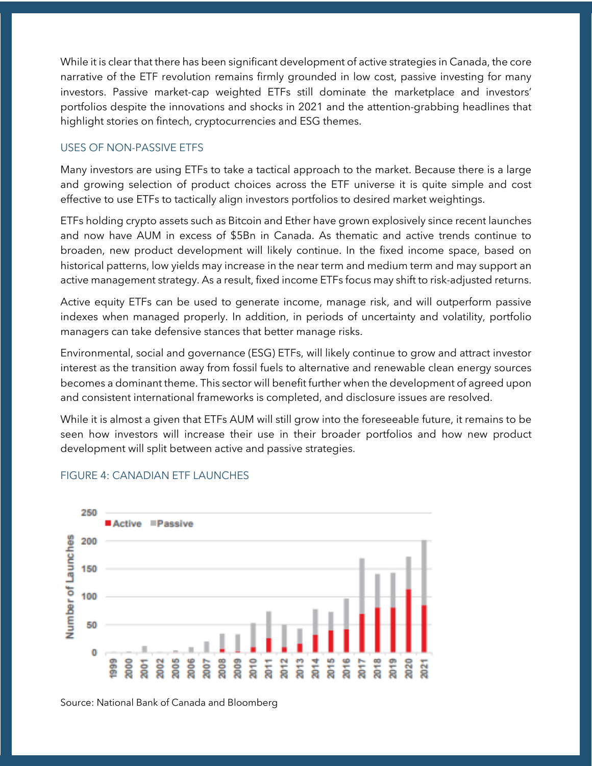While it is clear that there has been significant development of active strategies in Canada, the core narrative of the ETF revolution remains firmly grounded in low cost, passive investing for many investors. Passive market-cap weighted ETFs still dominate the marketplace and investors' portfolios despite the innovations and shocks in 2021 and the attention-grabbing headlines that highlight stories on fintech, cryptocurrencies and ESG themes.

## USES OF NON-PASSIVE ETFS

Many investors are using ETFs to take a tactical approach to the market. Because there is a large and growing selection of product choices across the ETF universe it is quite simple and cost effective to use ETFs to tactically align investors portfolios to desired market weightings.

ETFs holding crypto assets such as Bitcoin and Ether have grown explosively since recent launches and now have AUM in excess of $5Bn in Canada. As thematic and active trends continue to broaden, new product development will likely continue. In the fixed income space, based on historical patterns, low yields may increase in the near term and medium term and may support an active management strategy. As a result, fixed income ETFs focus may shift to risk-adjusted returns.

Active equity ETFs can be used to generate income, manage risk, and will outperform passive indexes when managed properly. In addition, in periods of uncertainty and volatility, portfolio managers can take defensive stances that better manage risks.

Environmental, social and governance (ESG) ETFs, will likely continue to grow and attract investor interest as the transition away from fossil fuels to alternative and renewable clean energy sources becomes a dominant theme. This sector will benefit further when the development of agreed upon and consistent international frameworks is completed, and disclosure issues are resolved.

While it is almost a given that ETFs AUM will still grow into the foreseeable future, it remains to be seen how investors will increase their use in their broader portfolios and how new product development will split between active and passive strategies.

## FIGURE 4: CANADIAN ETF LAUNCHES

Source: National Bank of Canada and Bloomberg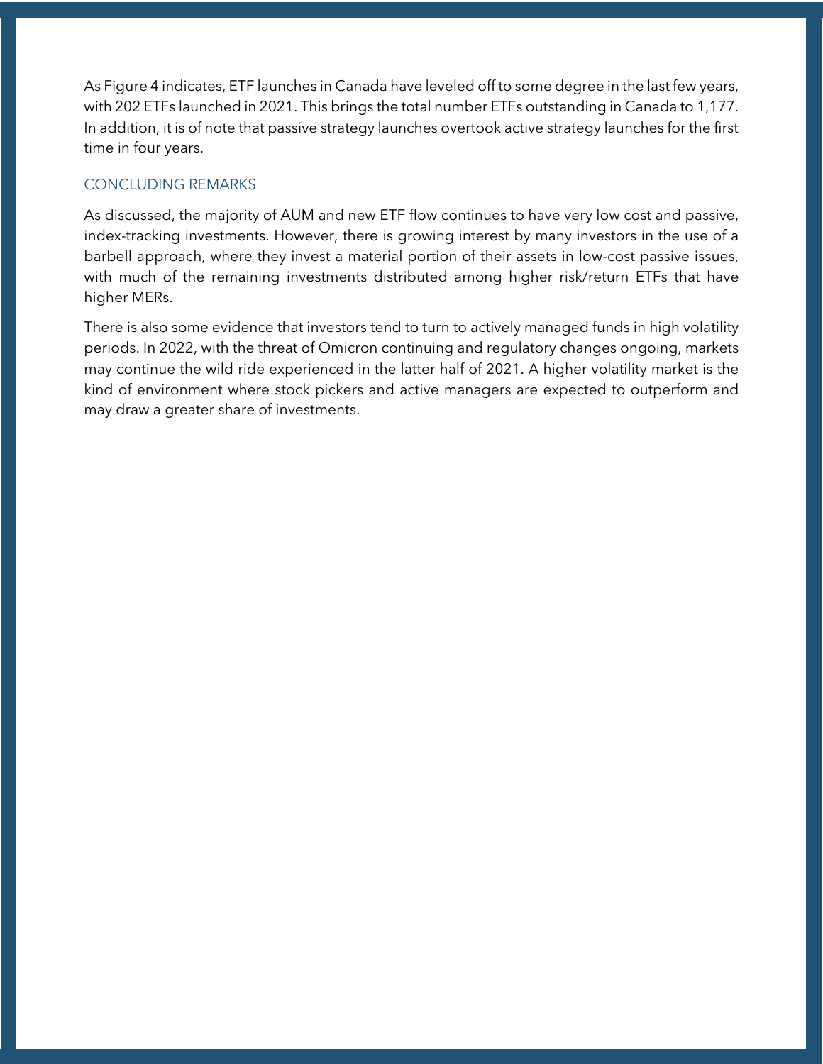As Figure 4 indicates, ETF launches in Canada have leveled off to some degree in the last few years, with 202 ETFs launched in 2021. This brings the total number ETFs outstanding in Canada to 1,177. In addition, it is of note that passive strategy launches overtook active strategy launches for the first time in four years.

## CONCLUDING REMARKS

As discussed, the majority of AUM and new ETF flow continues to have very low cost and passive, index-tracking investments. However, there is growing interest by many investors in the use of a barbell approach, where they invest a material portion of their assets in low-cost passive issues, with much of the remaining investments distributed among higher risk/return ETFs that have higher MERs.

There is also some evidence that investors tend to turn to actively managed funds in high volatility periods. In 2022, with the threat of Omicron continuing and regulatory changes ongoing, markets may continue the wild ride experienced in the latter half of 2021. A higher volatility market is the kind of environment where stock pickers and active managers are expected to outperform and may draw a greater share of investments.